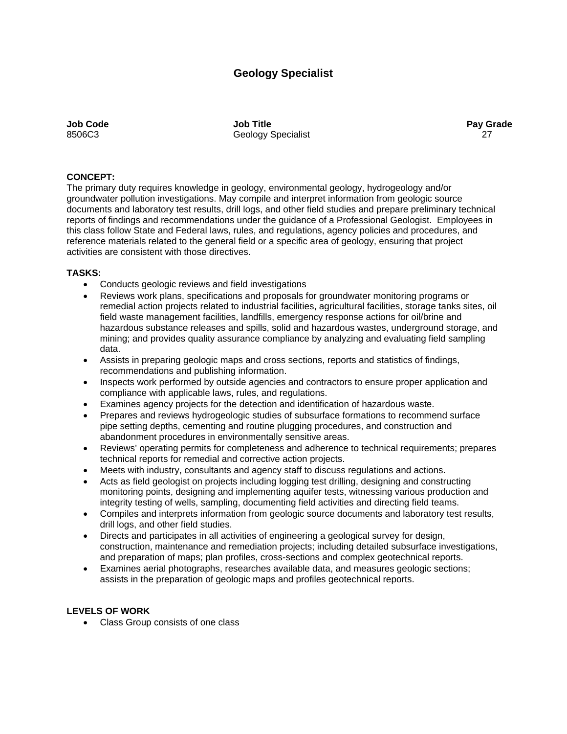# Geology Specialist

| Job Code | Job Title | Pay Grade |
|---|---|---|
| 8506C3 | Geology Specialist | 27 |

**CONCEPT:**

The primary duty requires knowledge in geology, environmental geology, hydrogeology and/or groundwater pollution investigations. May compile and interpret information from geologic source documents and laboratory test results, drill logs, and other field studies and prepare preliminary technical reports of findings and recommendations under the guidance of a Professional Geologist. Employees in this class follow State and Federal laws, rules, and regulations, agency policies and procedures, and reference materials related to the general field or a specific area of geology, ensuring that project activities are consistent with those directives.

**TASKS:**

- Conducts geologic reviews and field investigations
- Reviews work plans, specifications and proposals for groundwater monitoring programs or remedial action projects related to industrial facilities, agricultural facilities, storage tanks sites, oil field waste management facilities, landfills, emergency response actions for oil/brine and hazardous substance releases and spills, solid and hazardous wastes, underground storage, and mining; and provides quality assurance compliance by analyzing and evaluating field sampling data.
- Assists in preparing geologic maps and cross sections, reports and statistics of findings, recommendations and publishing information.
- Inspects work performed by outside agencies and contractors to ensure proper application and compliance with applicable laws, rules, and regulations.
- Examines agency projects for the detection and identification of hazardous waste.
- Prepares and reviews hydrogeologic studies of subsurface formations to recommend surface pipe setting depths, cementing and routine plugging procedures, and construction and abandonment procedures in environmentally sensitive areas.
- Reviews' operating permits for completeness and adherence to technical requirements; prepares technical reports for remedial and corrective action projects.
- Meets with industry, consultants and agency staff to discuss regulations and actions.
- Acts as field geologist on projects including logging test drilling, designing and constructing monitoring points, designing and implementing aquifer tests, witnessing various production and integrity testing of wells, sampling, documenting field activities and directing field teams.
- Compiles and interprets information from geologic source documents and laboratory test results, drill logs, and other field studies.
- Directs and participates in all activities of engineering a geological survey for design, construction, maintenance and remediation projects; including detailed subsurface investigations, and preparation of maps; plan profiles, cross-sections and complex geotechnical reports.
- Examines aerial photographs, researches available data, and measures geologic sections; assists in the preparation of geologic maps and profiles geotechnical reports.

**LEVELS OF WORK**

- Class Group consists of one class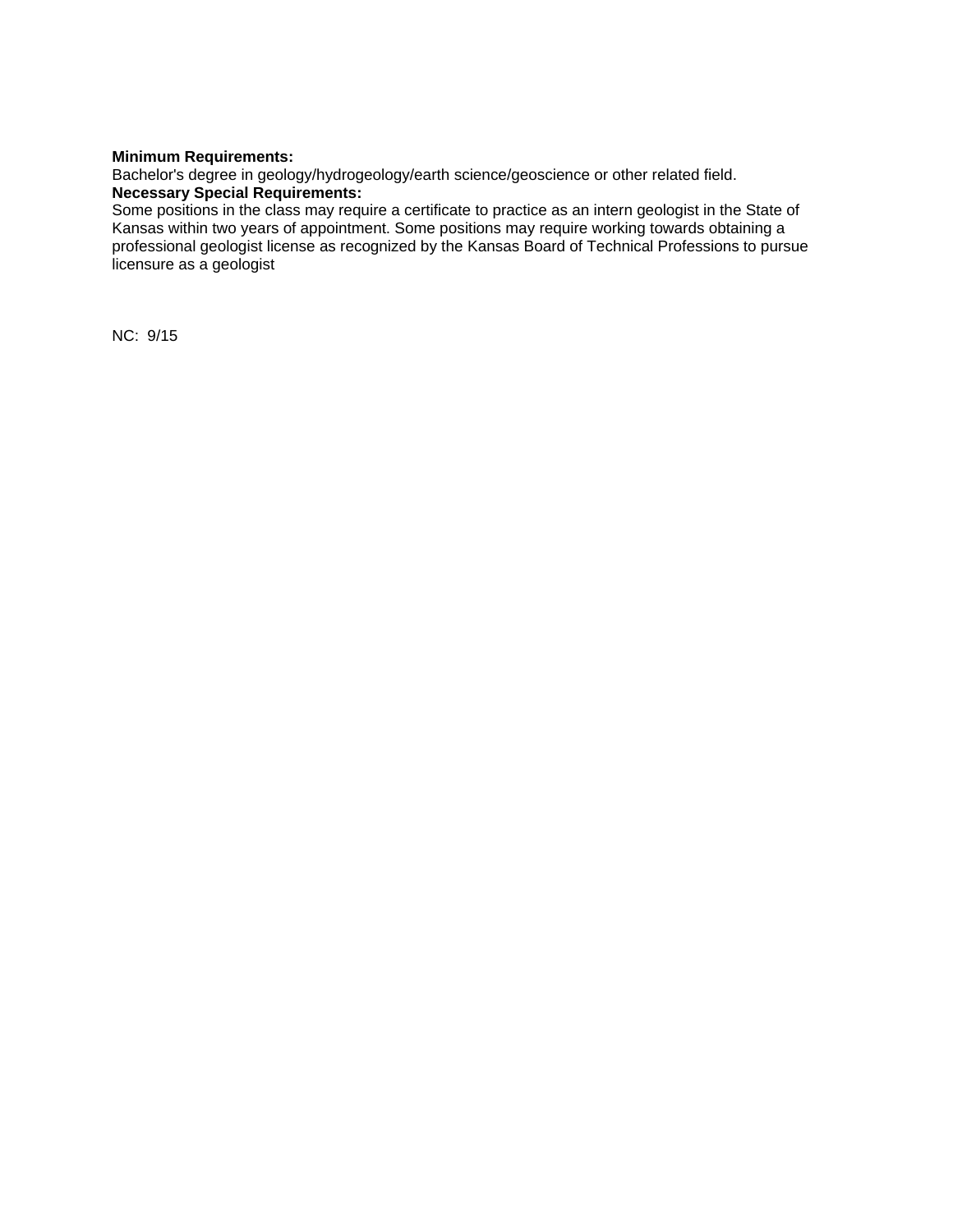**Minimum Requirements:**
Bachelor's degree in geology/hydrogeology/earth science/geoscience or other related field.
**Necessary Special Requirements:**
Some positions in the class may require a certificate to practice as an intern geologist in the State of Kansas within two years of appointment. Some positions may require working towards obtaining a professional geologist license as recognized by the Kansas Board of Technical Professions to pursue licensure as a geologist

NC: 9/15